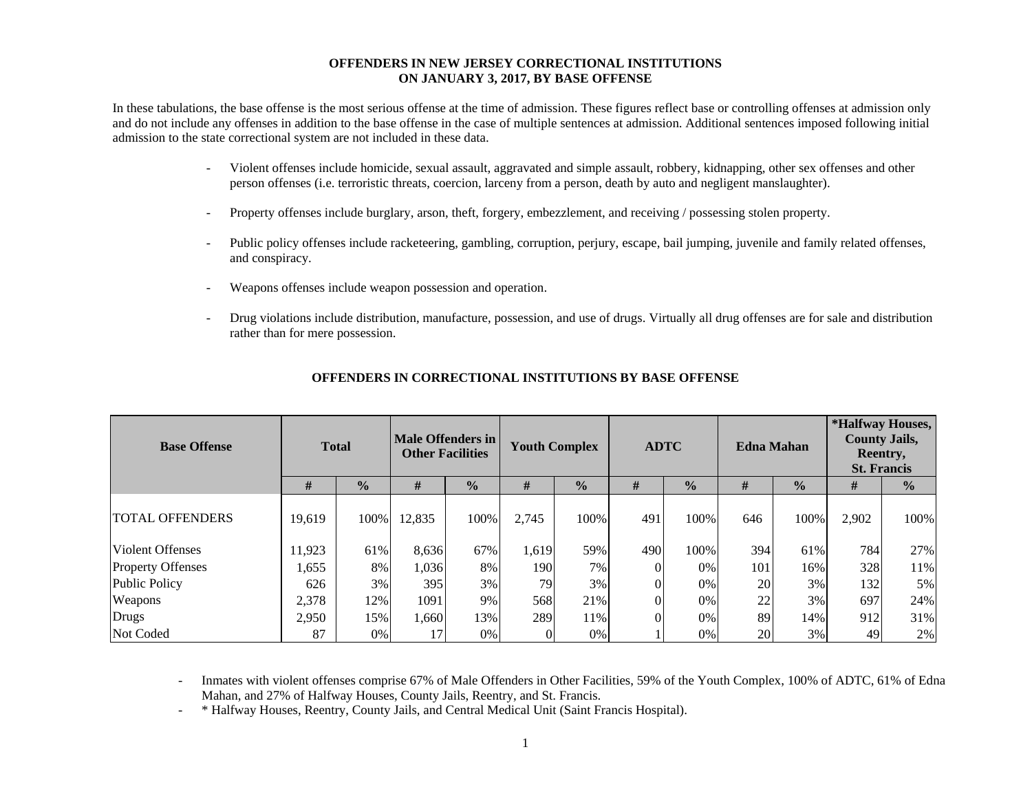# OFFENDERS IN NEW JERSEY CORRECTIONAL INSTITUTIONS ON JANUARY 3, 2017, BY BASE OFFENSE

In these tabulations, the base offense is the most serious offense at the time of admission. These figures reflect base or controlling offenses at admission only and do not include any offenses in addition to the base offense in the case of multiple sentences at admission. Additional sentences imposed following initial admission to the state correctional system are not included in these data.

- Violent offenses include homicide, sexual assault, aggravated and simple assault, robbery, kidnapping, other sex offenses and other person offenses (i.e. terroristic threats, coercion, larceny from a person, death by auto and negligent manslaughter).

- Property offenses include burglary, arson, theft, forgery, embezzlement, and receiving / possessing stolen property.

- Public policy offenses include racketeering, gambling, corruption, perjury, escape, bail jumping, juvenile and family related offenses, and conspiracy.

- Weapons offenses include weapon possession and operation.

- Drug violations include distribution, manufacture, possession, and use of drugs. Virtually all drug offenses are for sale and distribution rather than for mere possession.

## OFFENDERS IN CORRECTIONAL INSTITUTIONS BY BASE OFFENSE

| Base Offense | Total | | Male Offenders in Other Facilities | | Youth Complex | | ADTC | | Edna Mahan | | *Halfway Houses, County Jails, Reentry, St. Francis | |
|---|---|---|---|---|---|---|---|---|---|---|---|---|
| | # | % | # | % | # | % | # | % | # | % | # | % |
| TOTAL OFFENDERS | 19,619 | 100% | 12,835 | 100% | 2,745 | 100% | 491 | 100% | 646 | 100% | 2,902 | 100% |
| Violent Offenses | 11,923 | 61% | 8,636 | 67% | 1,619 | 59% | 490 | 100% | 394 | 61% | 784 | 27% |
| Property Offenses | 1,655 | 8% | 1,036 | 8% | 190 | 7% | 0 | 0% | 101 | 16% | 328 | 11% |
| Public Policy | 626 | 3% | 395 | 3% | 79 | 3% | 0 | 0% | 20 | 3% | 132 | 5% |
| Weapons | 2,378 | 12% | 1091 | 9% | 568 | 21% | 0 | 0% | 22 | 3% | 697 | 24% |
| Drugs | 2,950 | 15% | 1,660 | 13% | 289 | 11% | 0 | 0% | 89 | 14% | 912 | 31% |
| Not Coded | 87 | 0% | 17 | 0% | 0 | 0% | 1 | 0% | 20 | 3% | 49 | 2% |

- Inmates with violent offenses comprise 67% of Male Offenders in Other Facilities, 59% of the Youth Complex, 100% of ADTC, 61% of Edna Mahan, and 27% of Halfway Houses, County Jails, Reentry, and St. Francis.
- * Halfway Houses, Reentry, County Jails, and Central Medical Unit (Saint Francis Hospital).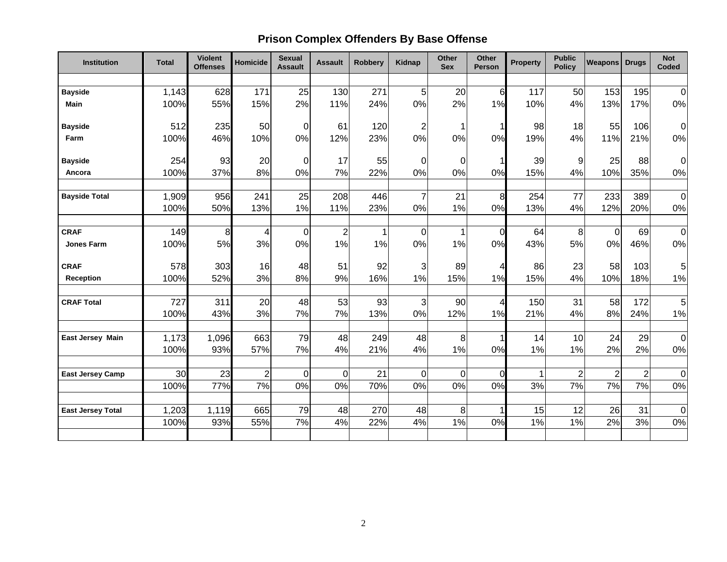# Prison Complex Offenders By Base Offense

| Institution | Total | Violent Offenses | Homicide | Sexual Assault | Assault | Robbery | Kidnap | Other Sex | Other Person | Property | Public Policy | Weapons | Drugs | Not Coded |
|---|---|---|---|---|---|---|---|---|---|---|---|---|---|---|
| **Bayside** | 1,143 | 628 | 171 | 25 | 130 | 271 | 5 | 20 | 6 | 117 | 50 | 153 | 195 | 0 |
| **Main** | 100% | 55% | 15% | 2% | 11% | 24% | 0% | 2% | 1% | 10% | 4% | 13% | 17% | 0% |
| **Bayside** | 512 | 235 | 50 | 0 | 61 | 120 | 2 | 1 | 1 | 98 | 18 | 55 | 106 | 0 |
| **Farm** | 100% | 46% | 10% | 0% | 12% | 23% | 0% | 0% | 0% | 19% | 4% | 11% | 21% | 0% |
| **Bayside** | 254 | 93 | 20 | 0 | 17 | 55 | 0 | 0 | 1 | 39 | 9 | 25 | 88 | 0 |
| **Ancora** | 100% | 37% | 8% | 0% | 7% | 22% | 0% | 0% | 0% | 15% | 4% | 10% | 35% | 0% |
| **Bayside Total** | 1,909 | 956 | 241 | 25 | 208 | 446 | 7 | 21 | 8 | 254 | 77 | 233 | 389 | 0 |
| | 100% | 50% | 13% | 1% | 11% | 23% | 0% | 1% | 0% | 13% | 4% | 12% | 20% | 0% |
| **CRAF** | 149 | 8 | 4 | 0 | 2 | 1 | 0 | 1 | 0 | 64 | 8 | 0 | 69 | 0 |
| **Jones Farm** | 100% | 5% | 3% | 0% | 1% | 1% | 0% | 1% | 0% | 43% | 5% | 0% | 46% | 0% |
| **CRAF** | 578 | 303 | 16 | 48 | 51 | 92 | 3 | 89 | 4 | 86 | 23 | 58 | 103 | 5 |
| **Reception** | 100% | 52% | 3% | 8% | 9% | 16% | 1% | 15% | 1% | 15% | 4% | 10% | 18% | 1% |
| **CRAF Total** | 727 | 311 | 20 | 48 | 53 | 93 | 3 | 90 | 4 | 150 | 31 | 58 | 172 | 5 |
| | 100% | 43% | 3% | 7% | 7% | 13% | 0% | 12% | 1% | 21% | 4% | 8% | 24% | 1% |
| **East Jersey Main** | 1,173 | 1,096 | 663 | 79 | 48 | 249 | 48 | 8 | 1 | 14 | 10 | 24 | 29 | 0 |
| | 100% | 93% | 57% | 7% | 4% | 21% | 4% | 1% | 0% | 1% | 1% | 2% | 2% | 0% |
| **East Jersey Camp** | 30 | 23 | 2 | 0 | 0 | 21 | 0 | 0 | 0 | 1 | 2 | 2 | 2 | 0 |
| | 100% | 77% | 7% | 0% | 0% | 70% | 0% | 0% | 0% | 3% | 7% | 7% | 7% | 0% |
| **East Jersey Total** | 1,203 | 1,119 | 665 | 79 | 48 | 270 | 48 | 8 | 1 | 15 | 12 | 26 | 31 | 0 |
| | 100% | 93% | 55% | 7% | 4% | 22% | 4% | 1% | 0% | 1% | 1% | 2% | 3% | 0% |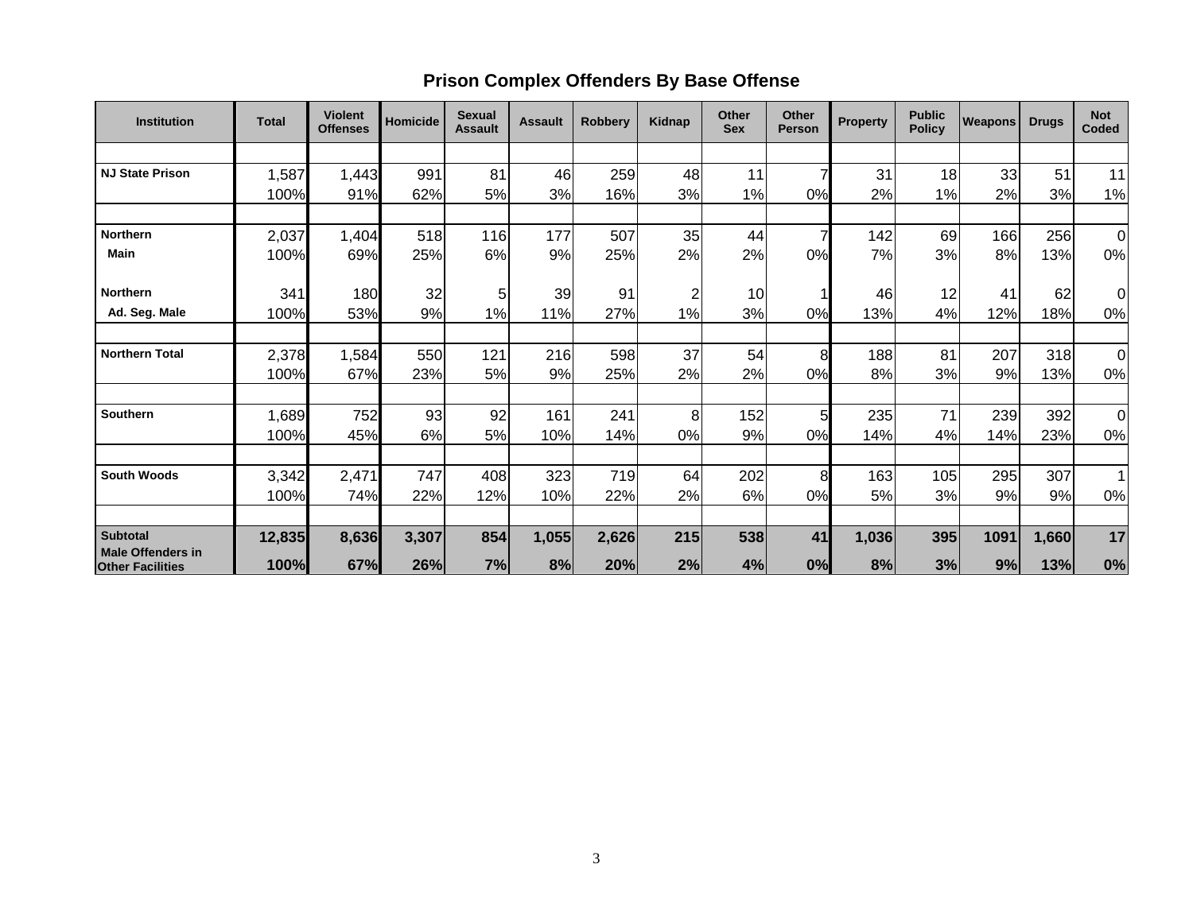## Prison Complex Offenders By Base Offense

| Institution | Total | Violent Offenses | Homicide | Sexual Assault | Assault | Robbery | Kidnap | Other Sex | Other Person | Property | Public Policy | Weapons | Drugs | Not Coded |
|---|---|---|---|---|---|---|---|---|---|---|---|---|---|---|
| NJ State Prison | 1,587 | 1,443 | 991 | 81 | 46 | 259 | 48 | 11 | 7 | 31 | 18 | 33 | 51 | 11 |
| | 100% | 91% | 62% | 5% | 3% | 16% | 3% | 1% | 0% | 2% | 1% | 2% | 3% | 1% |
| Northern Main | 2,037 | 1,404 | 518 | 116 | 177 | 507 | 35 | 44 | 7 | 142 | 69 | 166 | 256 | 0 |
| | 100% | 69% | 25% | 6% | 9% | 25% | 2% | 2% | 0% | 7% | 3% | 8% | 13% | 0% |
| Northern Ad. Seg. Male | 341 | 180 | 32 | 5 | 39 | 91 | 2 | 10 | 1 | 46 | 12 | 41 | 62 | 0 |
| | 100% | 53% | 9% | 1% | 11% | 27% | 1% | 3% | 0% | 13% | 4% | 12% | 18% | 0% |
| Northern Total | 2,378 | 1,584 | 550 | 121 | 216 | 598 | 37 | 54 | 8 | 188 | 81 | 207 | 318 | 0 |
| | 100% | 67% | 23% | 5% | 9% | 25% | 2% | 2% | 0% | 8% | 3% | 9% | 13% | 0% |
| Southern | 1,689 | 752 | 93 | 92 | 161 | 241 | 8 | 152 | 5 | 235 | 71 | 239 | 392 | 0 |
| | 100% | 45% | 6% | 5% | 10% | 14% | 0% | 9% | 0% | 14% | 4% | 14% | 23% | 0% |
| South Woods | 3,342 | 2,471 | 747 | 408 | 323 | 719 | 64 | 202 | 8 | 163 | 105 | 295 | 307 | 1 |
| | 100% | 74% | 22% | 12% | 10% | 22% | 2% | 6% | 0% | 5% | 3% | 9% | 9% | 0% |
| **Subtotal Male Offenders in Other Facilities** | **12,835** | **8,636** | **3,307** | **854** | **1,055** | **2,626** | **215** | **538** | **41** | **1,036** | **395** | **1091** | **1,660** | **17** |
| | **100%** | **67%** | **26%** | **7%** | **8%** | **20%** | **2%** | **4%** | **0%** | **8%** | **3%** | **9%** | **13%** | **0%** |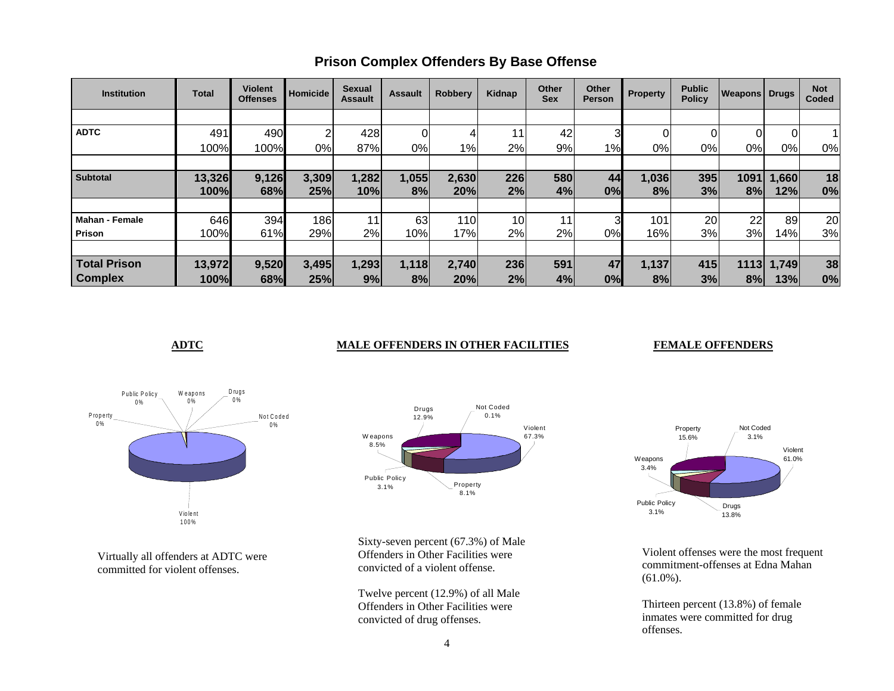# Prison Complex Offenders By Base Offense

| Institution | Total | Violent Offenses | Homicide | Sexual Assault | Assault | Robbery | Kidnap | Other Sex | Other Person | Property | Public Policy | Weapons | Drugs | Not Coded |
|---|---|---|---|---|---|---|---|---|---|---|---|---|---|---|
| **ADTC** | 491 | 490 | 2 | 428 | 0 | 4 | 11 | 42 | 3 | 0 | 0 | 0 | 0 | 1 |
| | 100% | 100% | 0% | 87% | 0% | 1% | 2% | 9% | 1% | 0% | 0% | 0% | 0% | 0% |
| **Subtotal** | **13,326** | **9,126** | **3,309** | **1,282** | **1,055** | **2,630** | **226** | **580** | **44** | **1,036** | **395** | **1091** | **1,660** | **18** |
| | **100%** | **68%** | **25%** | **10%** | **8%** | **20%** | **2%** | **4%** | **0%** | **8%** | **3%** | **8%** | **12%** | **0%** |
| **Mahan - Female Prison** | 646 | 394 | 186 | 11 | 63 | 110 | 10 | 11 | 3 | 101 | 20 | 22 | 89 | 20 |
| | 100% | 61% | 29% | 2% | 10% | 17% | 2% | 2% | 0% | 16% | 3% | 3% | 14% | 3% |
| **Total Prison Complex** | **13,972** | **9,520** | **3,495** | **1,293** | **1,118** | **2,740** | **236** | **591** | **47** | **1,137** | **415** | **1113** | **1,749** | **38** |
| | **100%** | **68%** | **25%** | **9%** | **8%** | **20%** | **2%** | **4%** | **0%** | **8%** | **3%** | **8%** | **13%** | **0%** |

**ADTC**

Public Policy 0%, Weapons 0%, Drugs 0%, Property 0%, Not Coded 0%, Violent 100%

Virtually all offenders at ADTC were committed for violent offenses.

**MALE OFFENDERS IN OTHER FACILITIES**

Drugs 12.9%, Not Coded 0.1%, Violent 67.3%, Weapons 8.5%, Public Policy 3.1%, Property 8.1%

Sixty-seven percent (67.3%) of Male Offenders in Other Facilities were convicted of a violent offense.

Twelve percent (12.9%) of all Male Offenders in Other Facilities were convicted of drug offenses.

**FEMALE OFFENDERS**

Property 15.6%, Not Coded 3.1%, Violent 61.0%, Weapons 3.4%, Public Policy 3.1%, Drugs 13.8%

Violent offenses were the most frequent commitment-offenses at Edna Mahan (61.0%).

Thirteen percent (13.8%) of female inmates were committed for drug offenses.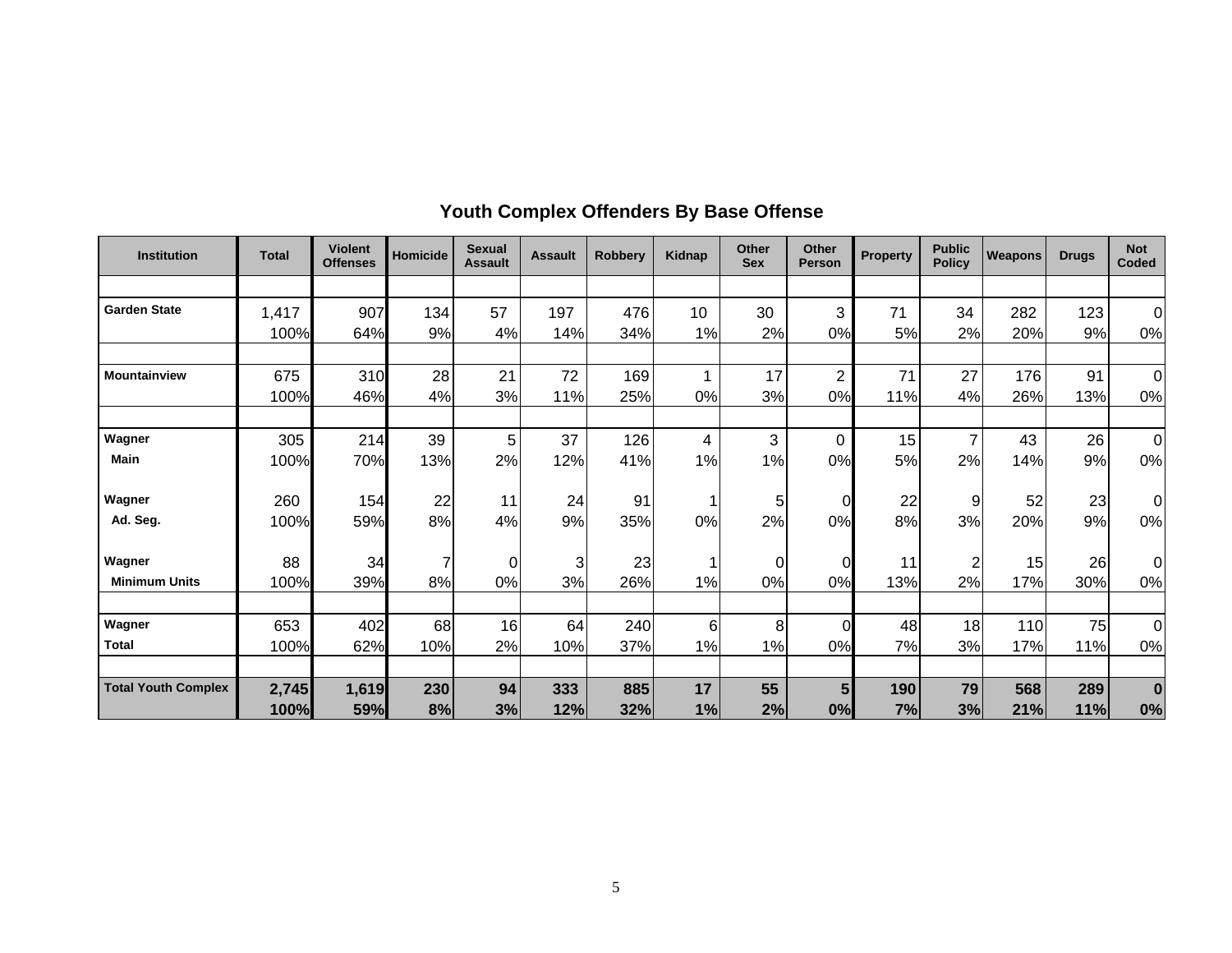## Youth Complex Offenders By Base Offense

| Institution | Total | Violent Offenses | Homicide | Sexual Assault | Assault | Robbery | Kidnap | Other Sex | Other Person | Property | Public Policy | Weapons | Drugs | Not Coded |
|---|---|---|---|---|---|---|---|---|---|---|---|---|---|---|
| **Garden State** | 1,417 | 907 | 134 | 57 | 197 | 476 | 10 | 30 | 3 | 71 | 34 | 282 | 123 | 0 |
| | 100% | 64% | 9% | 4% | 14% | 34% | 1% | 2% | 0% | 5% | 2% | 20% | 9% | 0% |
| **Mountainview** | 675 | 310 | 28 | 21 | 72 | 169 | 1 | 17 | 2 | 71 | 27 | 176 | 91 | 0 |
| | 100% | 46% | 4% | 3% | 11% | 25% | 0% | 3% | 0% | 11% | 4% | 26% | 13% | 0% |
| **Wagner Main** | 305 | 214 | 39 | 5 | 37 | 126 | 4 | 3 | 0 | 15 | 7 | 43 | 26 | 0 |
| | 100% | 70% | 13% | 2% | 12% | 41% | 1% | 1% | 0% | 5% | 2% | 14% | 9% | 0% |
| **Wagner Ad. Seg.** | 260 | 154 | 22 | 11 | 24 | 91 | 1 | 5 | 0 | 22 | 9 | 52 | 23 | 0 |
| | 100% | 59% | 8% | 4% | 9% | 35% | 0% | 2% | 0% | 8% | 3% | 20% | 9% | 0% |
| **Wagner Minimum Units** | 88 | 34 | 7 | 0 | 3 | 23 | 1 | 0 | 0 | 11 | 2 | 15 | 26 | 0 |
| | 100% | 39% | 8% | 0% | 3% | 26% | 1% | 0% | 0% | 13% | 2% | 17% | 30% | 0% |
| **Wagner Total** | 653 | 402 | 68 | 16 | 64 | 240 | 6 | 8 | 0 | 48 | 18 | 110 | 75 | 0 |
| | 100% | 62% | 10% | 2% | 10% | 37% | 1% | 1% | 0% | 7% | 3% | 17% | 11% | 0% |
| **Total Youth Complex** | **2,745** | **1,619** | **230** | **94** | **333** | **885** | **17** | **55** | **5** | **190** | **79** | **568** | **289** | **0** |
| | **100%** | **59%** | **8%** | **3%** | **12%** | **32%** | **1%** | **2%** | **0%** | **7%** | **3%** | **21%** | **11%** | **0%** |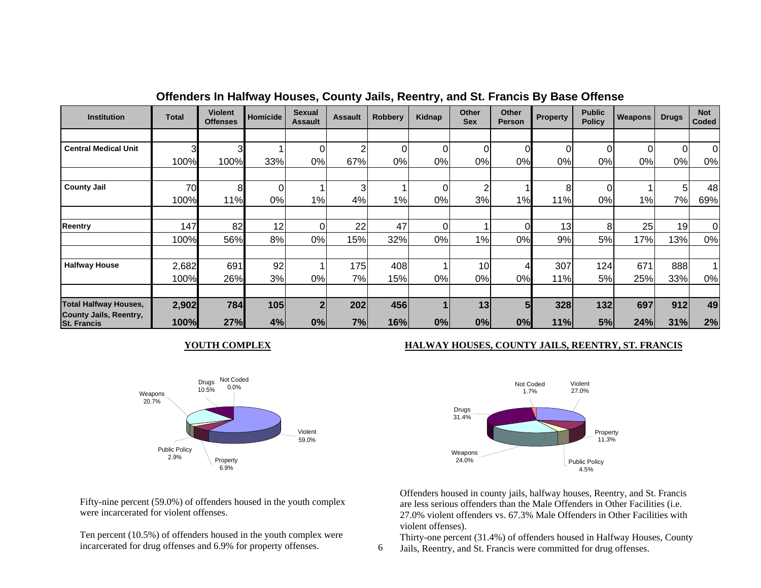## Offenders In Halfway Houses, County Jails, Reentry, and St. Francis By Base Offense

| Institution | Total | Violent Offenses | Homicide | Sexual Assault | Assault | Robbery | Kidnap | Other Sex | Other Person | Property | Public Policy | Weapons | Drugs | Not Coded |
|---|---|---|---|---|---|---|---|---|---|---|---|---|---|---|
| Central Medical Unit | 3 | 3 | 1 | 0 | 2 | 0 | 0 | 0 | 0 | 0 | 0 | 0 | 0 | 0 |
| | 100% | 100% | 33% | 0% | 67% | 0% | 0% | 0% | 0% | 0% | 0% | 0% | 0% | 0% |
| County Jail | 70 | 8 | 0 | 1 | 3 | 1 | 0 | 2 | 1 | 8 | 0 | 1 | 5 | 48 |
| | 100% | 11% | 0% | 1% | 4% | 1% | 0% | 3% | 1% | 11% | 0% | 1% | 7% | 69% |
| Reentry | 147 | 82 | 12 | 0 | 22 | 47 | 0 | 1 | 0 | 13 | 8 | 25 | 19 | 0 |
| | 100% | 56% | 8% | 0% | 15% | 32% | 0% | 1% | 0% | 9% | 5% | 17% | 13% | 0% |
| Halfway House | 2,682 | 691 | 92 | 1 | 175 | 408 | 1 | 10 | 4 | 307 | 124 | 671 | 888 | 1 |
| | 100% | 26% | 3% | 0% | 7% | 15% | 0% | 0% | 0% | 11% | 5% | 25% | 33% | 0% |
| **Total Halfway Houses, County Jails, Reentry, St. Francis** | **2,902** | **784** | **105** | **2** | **202** | **456** | **1** | **13** | **5** | **328** | **132** | **697** | **912** | **49** |
| | **100%** | **27%** | **4%** | **0%** | **7%** | **16%** | **0%** | **0%** | **0%** | **11%** | **5%** | **24%** | **31%** | **2%** |

**YOUTH COMPLEX**

Drugs 10.5%
Not Coded 0.0%
Weapons 20.7%
Violent 59.0%
Public Policy 2.9%
Property 6.9%

Fifty-nine percent (59.0%) of offenders housed in the youth complex were incarcerated for violent offenses.

Ten percent (10.5%) of offenders housed in the youth complex were incarcerated for drug offenses and 6.9% for property offenses.

**HALWAY HOUSES, COUNTY JAILS, REENTRY, ST. FRANCIS**

Not Coded 1.7%
Violent 27.0%
Drugs 31.4%
Property 11.3%
Weapons 24.0%
Public Policy 4.5%

Offenders housed in county jails, halfway houses, Reentry, and St. Francis are less serious offenders than the Male Offenders in Other Facilities (i.e. 27.0% violent offenders vs. 67.3% Male Offenders in Other Facilities with violent offenses).

Thirty-one percent (31.4%) of offenders housed in Halfway Houses, County Jails, Reentry, and St. Francis were committed for drug offenses.